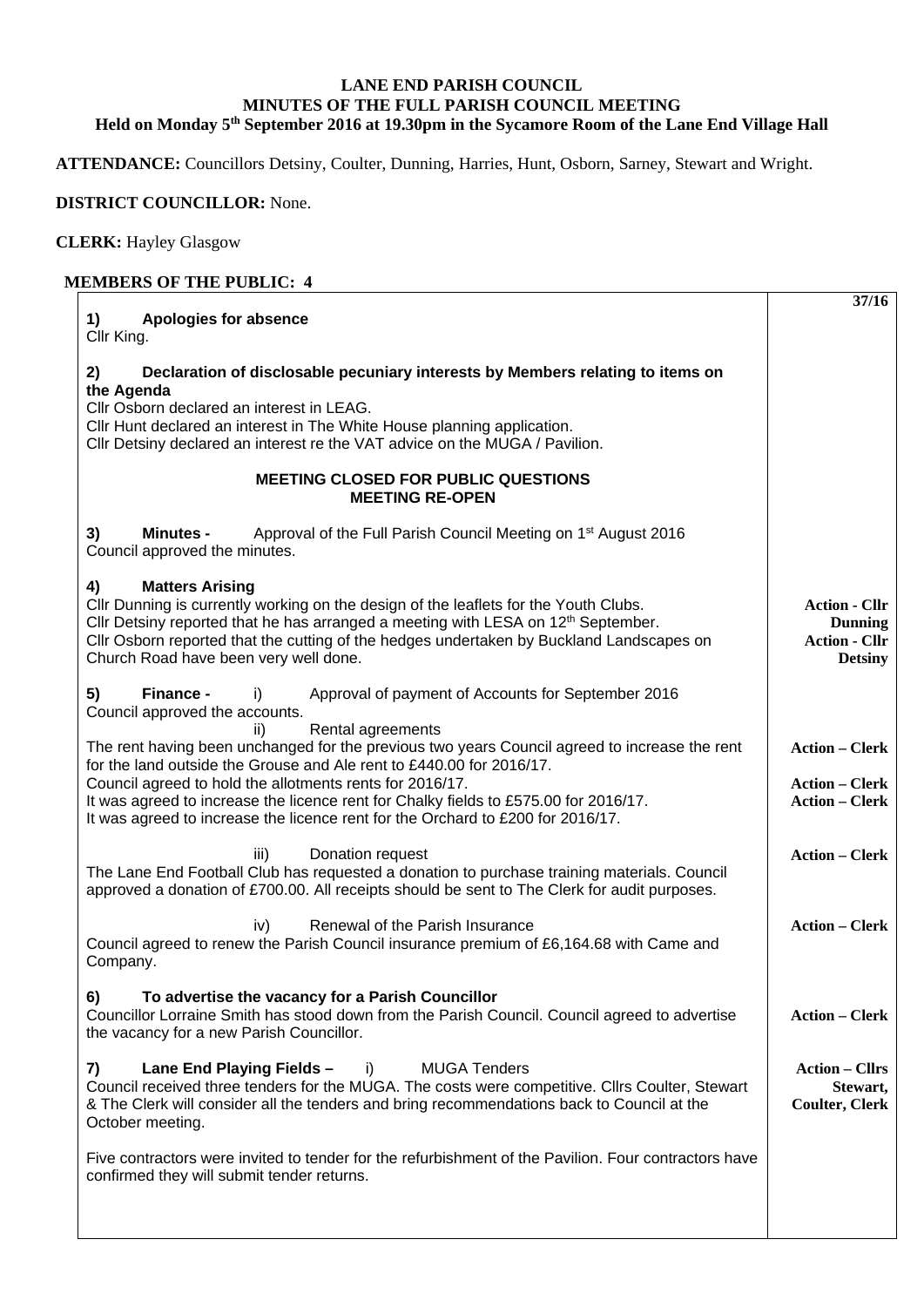**LANE END PARISH COUNCIL**
**MINUTES OF THE FULL PARISH COUNCIL MEETING**
**Held on Monday 5th September 2016 at 19.30pm in the Sycamore Room of the Lane End Village Hall**

**ATTENDANCE:** Councillors Detsiny, Coulter, Dunning, Harries, Hunt, Osborn, Sarney, Stewart and Wright.

**DISTRICT COUNCILLOR:** None.

**CLERK:** Hayley Glasgow

**MEMBERS OF THE PUBLIC: 4**

| | **37/16** |
|---|---|
| **1) Apologies for absence**<br>Cllr King. | |
| **2) Declaration of disclosable pecuniary interests by Members relating to items on the Agenda**<br>Cllr Osborn declared an interest in LEAG.<br>Cllr Hunt declared an interest in The White House planning application.<br>Cllr Detsiny declared an interest re the VAT advice on the MUGA / Pavilion. | |
| **MEETING CLOSED FOR PUBLIC QUESTIONS**<br>**MEETING RE-OPEN** | |
| **3) Minutes -** Approval of the Full Parish Council Meeting on 1st August 2016<br>Council approved the minutes. | |
| **4) Matters Arising**<br>Cllr Dunning is currently working on the design of the leaflets for the Youth Clubs.<br>Cllr Detsiny reported that he has arranged a meeting with LESA on 12th September.<br>Cllr Osborn reported that the cutting of the hedges undertaken by Buckland Landscapes on Church Road have been very well done. | **Action - Cllr Dunning**<br>**Action - Cllr Detsiny** |
| **5) Finance -** i) Approval of payment of Accounts for September 2016<br>Council approved the accounts. | |
| ii) Rental agreements<br>The rent having been unchanged for the previous two years Council agreed to increase the rent for the land outside the Grouse and Ale rent to £440.00 for 2016/17.<br>Council agreed to hold the allotments rents for 2016/17.<br>It was agreed to increase the licence rent for Chalky fields to £575.00 for 2016/17.<br>It was agreed to increase the licence rent for the Orchard to £200 for 2016/17. | **Action – Clerk**<br><br>**Action – Clerk**<br>**Action – Clerk** |
| iii) Donation request<br>The Lane End Football Club has requested a donation to purchase training materials. Council approved a donation of £700.00. All receipts should be sent to The Clerk for audit purposes. | **Action – Clerk** |
| iv) Renewal of the Parish Insurance<br>Council agreed to renew the Parish Council insurance premium of £6,164.68 with Came and Company. | **Action – Clerk** |
| **6) To advertise the vacancy for a Parish Councillor**<br>Councillor Lorraine Smith has stood down from the Parish Council. Council agreed to advertise the vacancy for a new Parish Councillor. | **Action – Clerk** |
| **7) Lane End Playing Fields –** i) MUGA Tenders<br>Council received three tenders for the MUGA. The costs were competitive. Cllrs Coulter, Stewart & The Clerk will consider all the tenders and bring recommendations back to Council at the October meeting. | **Action – Cllrs Stewart, Coulter, Clerk** |
| Five contractors were invited to tender for the refurbishment of the Pavilion. Four contractors have confirmed they will submit tender returns. | |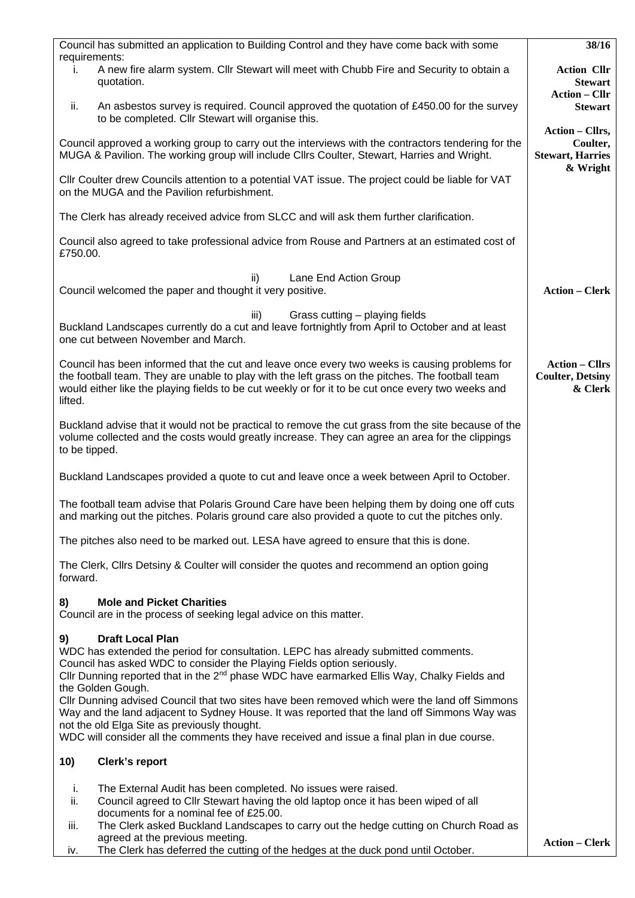| | |
|---|---|
| Council has submitted an application to Building Control and they have come back with some requirements:<br>i. A new fire alarm system. Cllr Stewart will meet with Chubb Fire and Security to obtain a quotation.<br>ii. An asbestos survey is required. Council approved the quotation of £450.00 for the survey to be completed. Cllr Stewart will organise this. | **38/16**<br>**Action Cllr Stewart**<br>**Action – Cllr Stewart** |
| Council approved a working group to carry out the interviews with the contractors tendering for the MUGA & Pavilion. The working group will include Cllrs Coulter, Stewart, Harries and Wright. | **Action – Cllrs, Coulter, Stewart, Harries & Wright** |
| Cllr Coulter drew Councils attention to a potential VAT issue. The project could be liable for VAT on the MUGA and the Pavilion refurbishment.<br><br>The Clerk has already received advice from SLCC and will ask them further clarification.<br><br>Council also agreed to take professional advice from Rouse and Partners at an estimated cost of £750.00. | |
| ii) Lane End Action Group<br>Council welcomed the paper and thought it very positive. | **Action – Clerk** |
| iii) Grass cutting – playing fields<br>Buckland Landscapes currently do a cut and leave fortnightly from April to October and at least one cut between November and March. | |
| Council has been informed that the cut and leave once every two weeks is causing problems for the football team. They are unable to play with the left grass on the pitches. The football team would either like the playing fields to be cut weekly or for it to be cut once every two weeks and lifted.<br><br>Buckland advise that it would not be practical to remove the cut grass from the site because of the volume collected and the costs would greatly increase. They can agree an area for the clippings to be tipped.<br><br>Buckland Landscapes provided a quote to cut and leave once a week between April to October.<br><br>The football team advise that Polaris Ground Care have been helping them by doing one off cuts and marking out the pitches. Polaris ground care also provided a quote to cut the pitches only.<br><br>The pitches also need to be marked out. LESA have agreed to ensure that this is done.<br><br>The Clerk, Cllrs Detsiny & Coulter will consider the quotes and recommend an option going forward. | **Action – Cllrs Coulter, Detsiny & Clerk** |
| **8) Mole and Picket Charities**<br>Council are in the process of seeking legal advice on this matter. | |
| **9) Draft Local Plan**<br>WDC has extended the period for consultation. LEPC has already submitted comments.<br>Council has asked WDC to consider the Playing Fields option seriously.<br>Cllr Dunning reported that in the 2nd phase WDC have earmarked Ellis Way, Chalky Fields and the Golden Gough.<br>Cllr Dunning advised Council that two sites have been removed which were the land off Simmons Way and the land adjacent to Sydney House. It was reported that the land off Simmons Way was not the old Elga Site as previously thought.<br>WDC will consider all the comments they have received and issue a final plan in due course. | |
| **10) Clerk's report**<br><br>i. The External Audit has been completed. No issues were raised.<br>ii. Council agreed to Cllr Stewart having the old laptop once it has been wiped of all documents for a nominal fee of £25.00.<br>iii. The Clerk asked Buckland Landscapes to carry out the hedge cutting on Church Road as agreed at the previous meeting.<br>iv. The Clerk has deferred the cutting of the hedges at the duck pond until October. | **Action – Clerk** |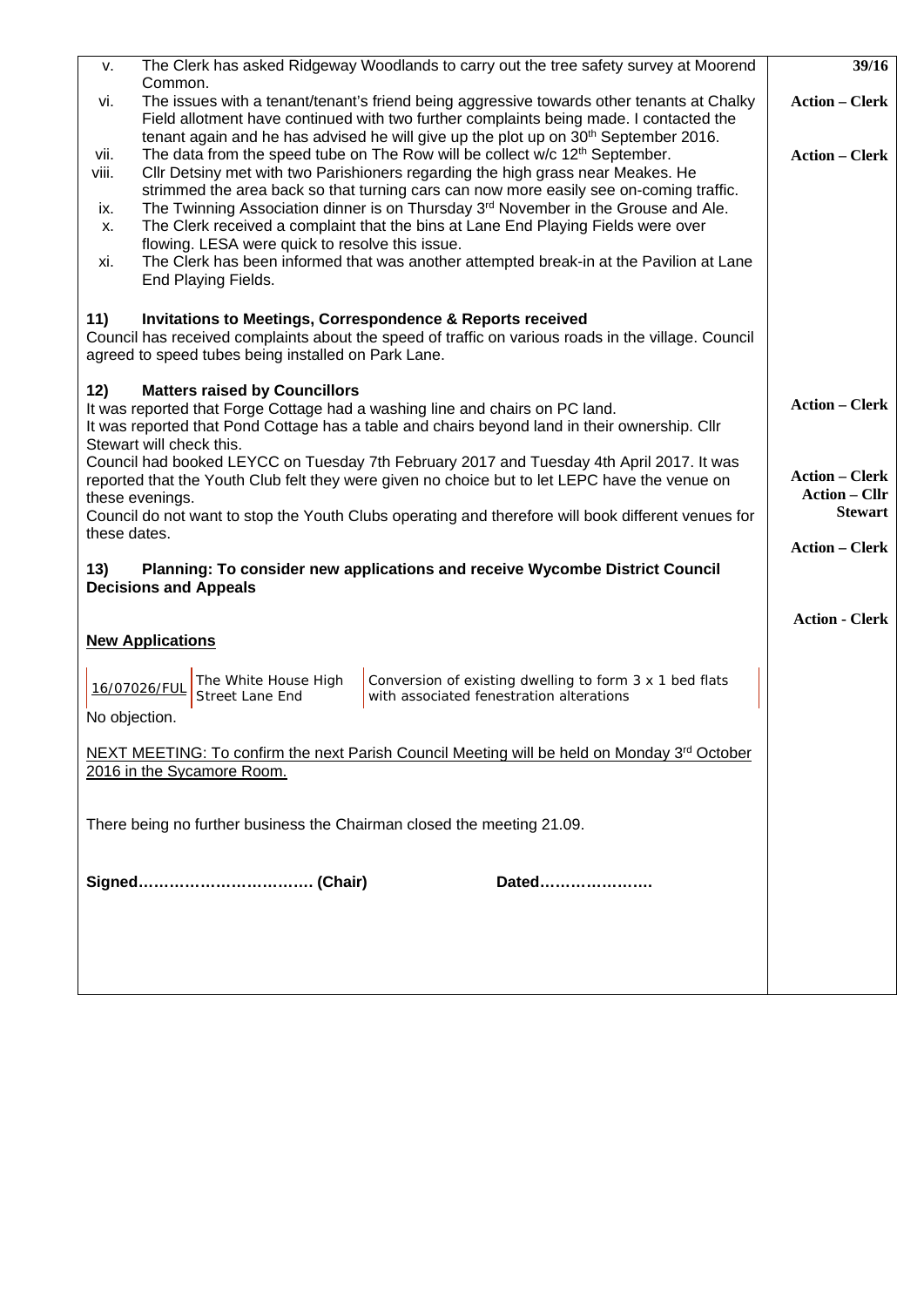| | | |
|---|---|---|
| v. | The Clerk has asked Ridgeway Woodlands to carry out the tree safety survey at Moorend Common. | 39/16 |
| vi. | The issues with a tenant/tenant's friend being aggressive towards other tenants at Chalky Field allotment have continued with two further complaints being made. I contacted the tenant again and he has advised he will give up the plot up on 30th September 2016. | **Action – Clerk** |
| vii. | The data from the speed tube on The Row will be collect w/c 12th September. | **Action – Clerk** |
| viii. | Cllr Detsiny met with two Parishioners regarding the high grass near Meakes. He strimmed the area back so that turning cars can now more easily see on-coming traffic. | |
| ix. | The Twinning Association dinner is on Thursday 3rd November in the Grouse and Ale. | |
| x. | The Clerk received a complaint that the bins at Lane End Playing Fields were over flowing. LESA were quick to resolve this issue. | |
| xi. | The Clerk has been informed that was another attempted break-in at the Pavilion at Lane End Playing Fields. | |

**11) Invitations to Meetings, Correspondence & Reports received**

Council has received complaints about the speed of traffic on various roads in the village. Council agreed to speed tubes being installed on Park Lane. — **Action – Clerk**

**12) Matters raised by Councillors**

It was reported that Forge Cottage had a washing line and chairs on PC land. — **Action – Clerk**

It was reported that Pond Cottage has a table and chairs beyond land in their ownership. Cllr Stewart will check this. — **Action – Cllr Stewart**

Council had booked LEYCC on Tuesday 7th February 2017 and Tuesday 4th April 2017. It was reported that the Youth Club felt they were given no choice but to let LEPC have the venue on these evenings.

Council do not want to stop the Youth Clubs operating and therefore will book different venues for these dates. — **Action – Clerk**

**13) Planning: To consider new applications and receive Wycombe District Council Decisions and Appeals** — **Action - Clerk**

**New Applications**

| | | |
|---|---|---|
| 16/07026/FUL | The White House High Street Lane End | Conversion of existing dwelling to form 3 x 1 bed flats with associated fenestration alterations |

No objection.

NEXT MEETING: To confirm the next Parish Council Meeting will be held on Monday 3rd October 2016 in the Sycamore Room.

There being no further business the Chairman closed the meeting 21.09.

**Signed…………………………… (Chair)** **Dated………………….**